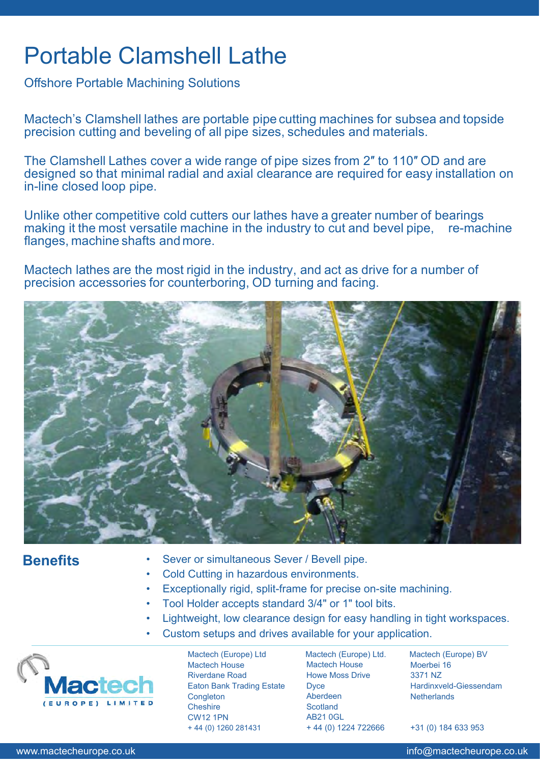# Portable Clamshell Lathe

Offshore Portable Machining Solutions

Mactech's Clamshell lathes are portable pipe cutting machines for subsea and topside precision cutting and beveling of all pipe sizes, schedules and materials.

The Clamshell Lathes cover a wide range of pipe sizes from 2″ to 110″ OD and are designed so that minimal radial and axial clearance are required for easy installation on in-line closed loop pipe.

Unlike other competitive cold cutters our lathes have a greater number of bearings making it the most versatile machine in the industry to cut and bevel pipe, re-machine flanges, machine shafts and more.

Mactech lathes are the most rigid in the industry, and act as drive for a number of precision accessories for counterboring, OD turning and facing.

## Benefits

- Sever or simultaneous Sever / Bevell pipe.
- Cold Cutting in hazardous environments.
- Exceptionally rigid, split-frame for precise on-site machining.
- Tool Holder accepts standard 3/4" or 1" tool bits.
- Lightweight, low clearance design for easy handling in tight workspaces.
- Custom setups and drives available for your application.

Mactech (EUROPE) LIMITED

Mactech (Europe) Ltd
Mactech House
Riverdane Road
Eaton Bank Trading Estate
Congleton
Cheshire
CW12 1PN
+ 44 (0) 1260 281431

Mactech (Europe) Ltd.
Mactech House
Howe Moss Drive
Dyce
Aberdeen
Scotland
AB21 0GL
+ 44 (0) 1224 722666

Mactech (Europe) BV
Moerbei 16
3371 NZ
Hardinxveld-Giessendam
Netherlands
+31 (0) 184 633 953

www.mactecheurope.co.uk
info@mactecheurope.co.uk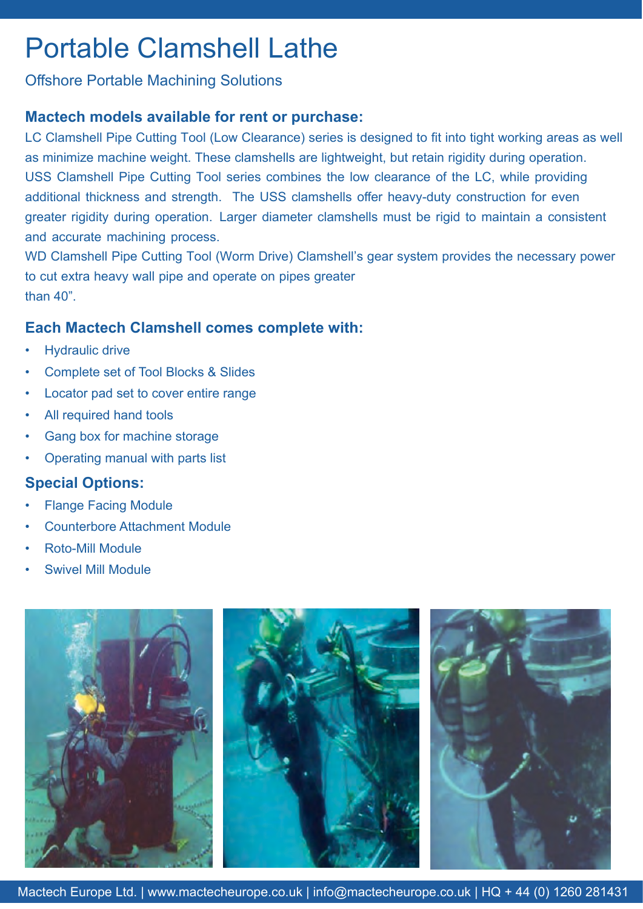# Portable Clamshell Lathe

Offshore Portable Machining Solutions

### Mactech models available for rent or purchase:

LC Clamshell Pipe Cutting Tool (Low Clearance) series is designed to fit into tight working areas as well as minimize machine weight. These clamshells are lightweight, but retain rigidity during operation.
USS Clamshell Pipe Cutting Tool series combines the low clearance of the LC, while providing additional thickness and strength. The USS clamshells offer heavy-duty construction for even greater rigidity during operation. Larger diameter clamshells must be rigid to maintain a consistent and accurate machining process.
WD Clamshell Pipe Cutting Tool (Worm Drive) Clamshell's gear system provides the necessary power to cut extra heavy wall pipe and operate on pipes greater than 40".

### Each Mactech Clamshell comes complete with:

- Hydraulic drive
- Complete set of Tool Blocks & Slides
- Locator pad set to cover entire range
- All required hand tools
- Gang box for machine storage
- Operating manual with parts list

### Special Options:

- Flange Facing Module
- Counterbore Attachment Module
- Roto-Mill Module
- Swivel Mill Module

Mactech Europe Ltd. | www.mactecheurope.co.uk | info@mactecheurope.co.uk | HQ + 44 (0) 1260 281431